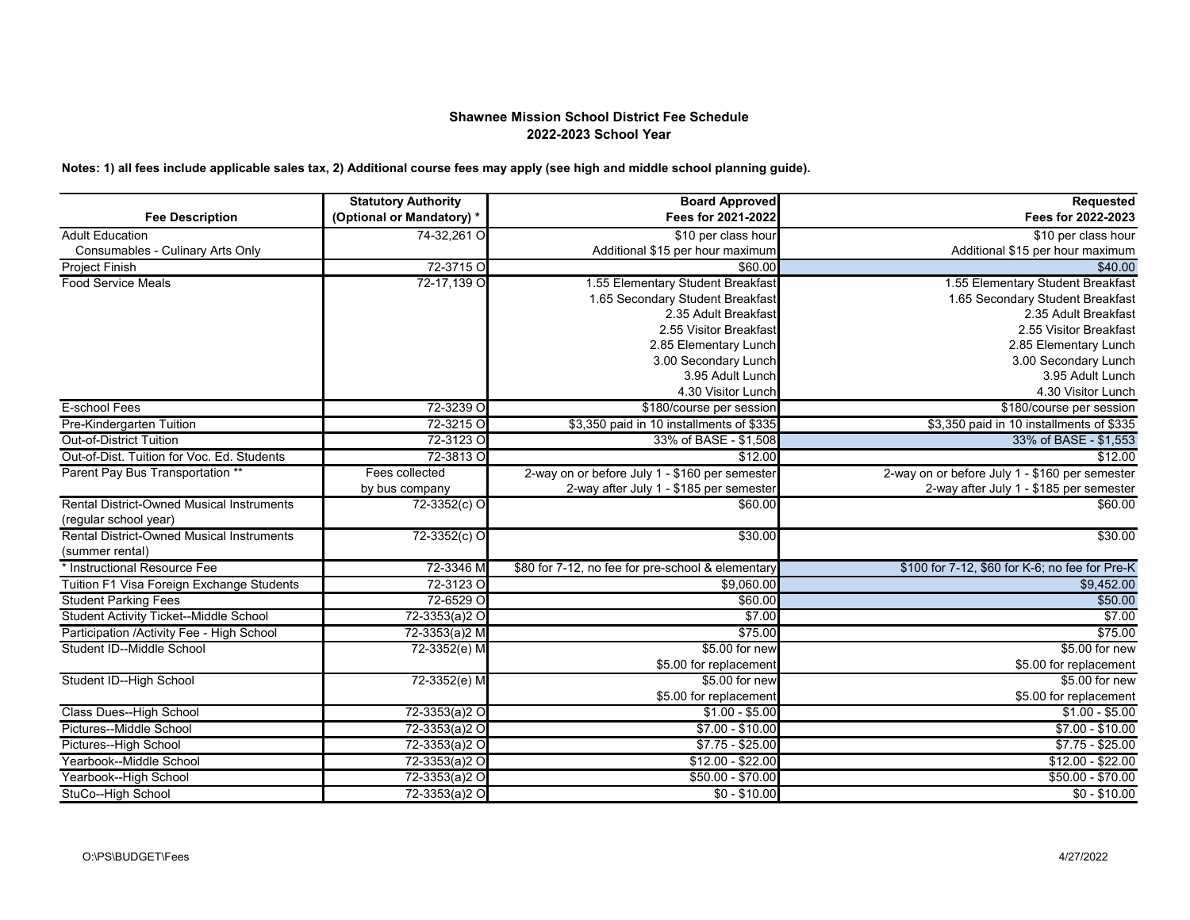**Shawnee Mission School District Fee Schedule**
**2022-2023 School Year**

**Notes: 1) all fees include applicable sales tax, 2) Additional course fees may apply (see high and middle school planning guide).**

| Fee Description | Statutory Authority (Optional or Mandatory) * | Board Approved Fees for 2021-2022 | Requested Fees for 2022-2023 |
|---|---|---|---|
| Adult Education<br>Consumables - Culinary Arts Only | 74-32,261 O | $10 per class hour<br>Additional $15 per hour maximum | $10 per class hour<br>Additional $15 per hour maximum |
| Project Finish | 72-3715 O | $60.00 | $40.00 |
| Food Service Meals | 72-17,139 O | 1.55 Elementary Student Breakfast<br>1.65 Secondary Student Breakfast<br>2.35 Adult Breakfast<br>2.55 Visitor Breakfast<br>2.85 Elementary Lunch<br>3.00 Secondary Lunch<br>3.95 Adult Lunch<br>4.30 Visitor Lunch | 1.55 Elementary Student Breakfast<br>1.65 Secondary Student Breakfast<br>2.35 Adult Breakfast<br>2.55 Visitor Breakfast<br>2.85 Elementary Lunch<br>3.00 Secondary Lunch<br>3.95 Adult Lunch<br>4.30 Visitor Lunch |
| E-school Fees | 72-3239 O | $180/course per session | $180/course per session |
| Pre-Kindergarten Tuition | 72-3215 O | $3,350 paid in 10 installments of $335 | $3,350 paid in 10 installments of $335 |
| Out-of-District Tuition | 72-3123 O | 33% of BASE - $1,508 | 33% of BASE - $1,553 |
| Out-of-Dist. Tuition for Voc. Ed. Students | 72-3813 O | $12.00 | $12.00 |
| Parent Pay Bus Transportation ** | Fees collected by bus company | 2-way on or before July 1 - $160 per semester<br>2-way after July 1 - $185 per semester | 2-way on or before July 1 - $160 per semester<br>2-way after July 1 - $185 per semester |
| Rental District-Owned Musical Instruments (regular school year) | 72-3352(c) O | $60.00 | $60.00 |
| Rental District-Owned Musical Instruments (summer rental) | 72-3352(c) O | $30.00 | $30.00 |
| * Instructional Resource Fee | 72-3346 M | $80 for 7-12, no fee for pre-school & elementary | $100 for 7-12, $60 for K-6; no fee for Pre-K |
| Tuition F1 Visa Foreign Exchange Students | 72-3123 O | $9,060.00 | $9,452.00 |
| Student Parking Fees | 72-6529 O | $60.00 | $50.00 |
| Student Activity Ticket--Middle School | 72-3353(a)2 O | $7.00 | $7.00 |
| Participation /Activity Fee - High School | 72-3353(a)2 M | $75.00 | $75.00 |
| Student ID--Middle School | 72-3352(e) M | $5.00 for new<br>$5.00 for replacement | $5.00 for new<br>$5.00 for replacement |
| Student ID--High School | 72-3352(e) M | $5.00 for new<br>$5.00 for replacement | $5.00 for new<br>$5.00 for replacement |
| Class Dues--High School | 72-3353(a)2 O | $1.00 - $5.00 | $1.00 - $5.00 |
| Pictures--Middle School | 72-3353(a)2 O | $7.00 - $10.00 | $7.00 - $10.00 |
| Pictures--High School | 72-3353(a)2 O | $7.75 - $25.00 | $7.75 - $25.00 |
| Yearbook--Middle School | 72-3353(a)2 O | $12.00 - $22.00 | $12.00 - $22.00 |
| Yearbook--High School | 72-3353(a)2 O | $50.00 - $70.00 | $50.00 - $70.00 |
| StuCo--High School | 72-3353(a)2 O | $0 - $10.00 | $0 - $10.00 |

O:\PS\BUDGET\Fees

4/27/2022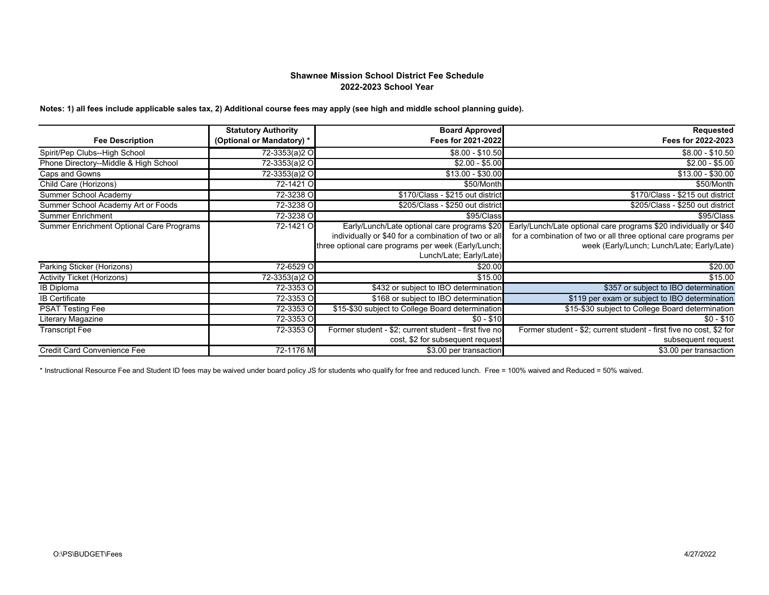**Shawnee Mission School District Fee Schedule**
**2022-2023 School Year**

**Notes: 1) all fees include applicable sales tax, 2) Additional course fees may apply (see high and middle school planning guide).**

| Fee Description | Statutory Authority (Optional or Mandatory) * | Board Approved Fees for 2021-2022 | Requested Fees for 2022-2023 |
|---|---|---|---|
| Spirit/Pep Clubs--High School | 72-3353(a)2 O | $8.00 - $10.50 | $8.00 - $10.50 |
| Phone Directory--Middle & High School | 72-3353(a)2 O | $2.00 - $5.00 | $2.00 - $5.00 |
| Caps and Gowns | 72-3353(a)2 O | $13.00 - $30.00 | $13.00 - $30.00 |
| Child Care (Horizons) | 72-1421 O | $50/Month | $50/Month |
| Summer School Academy | 72-3238 O | $170/Class - $215 out district | $170/Class - $215 out district |
| Summer School Academy Art or Foods | 72-3238 O | $205/Class - $250 out district | $205/Class - $250 out district |
| Summer Enrichment | 72-3238 O | $95/Class | $95/Class |
| Summer Enrichment Optional Care Programs | 72-1421 O | Early/Lunch/Late optional care programs $20 individually or $40 for a combination of two or all three optional care programs per week (Early/Lunch; Lunch/Late; Early/Late) | Early/Lunch/Late optional care programs $20 individually or $40 for a combination of two or all three optional care programs per week (Early/Lunch; Lunch/Late; Early/Late) |
| Parking Sticker (Horizons) | 72-6529 O | $20.00 | $20.00 |
| Activity Ticket (Horizons) | 72-3353(a)2 O | $15.00 | $15.00 |
| IB Diploma | 72-3353 O | $432 or subject to IBO determination | $357 or subject to IBO determination |
| IB Certificate | 72-3353 O | $168 or subject to IBO determination | $119 per exam or subject to IBO determination |
| PSAT Testing Fee | 72-3353 O | $15-$30 subject to College Board determination | $15-$30 subject to College Board determination |
| Literary Magazine | 72-3353 O | $0 - $10 | $0 - $10 |
| Transcript Fee | 72-3353 O | Former student - $2; current student - first five no cost, $2 for subsequent request | Former student - $2; current student - first five no cost, $2 for subsequent request |
| Credit Card Convenience Fee | 72-1176 M | $3.00 per transaction | $3.00 per transaction |

* Instructional Resource Fee and Student ID fees may be waived under board policy JS for students who qualify for free and reduced lunch. Free = 100% waived and Reduced = 50% waived.

O:\PS\BUDGET\Fees

4/27/2022